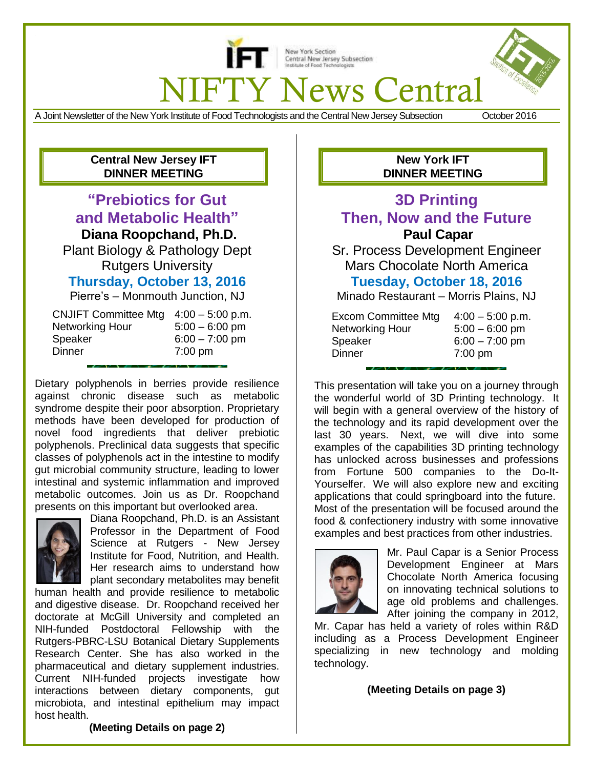IFT New York Section Central New Jersey Subsection Institute of Food Technologists

# NIFTY News Central

A Joint Newsletter of the New York Institute of Food Technologists and the Central New Jersey Subsection — October 2016

## Central New Jersey IFT DINNER MEETING

### "Prebiotics for Gut and Metabolic Health"

**Diana Roopchand, Ph.D.**
Plant Biology & Pathology Dept
Rutgers University

**Thursday, October 13, 2016**
Pierre's – Monmouth Junction, NJ

| | |
|---|---|
| CNJIFT Committee Mtg | 4:00 – 5:00 p.m. |
| Networking Hour | 5:00 – 6:00 pm |
| Speaker | 6:00 – 7:00 pm |
| Dinner | 7:00 pm |

Dietary polyphenols in berries provide resilience against chronic disease such as metabolic syndrome despite their poor absorption. Proprietary methods have been developed for production of novel food ingredients that deliver prebiotic polyphenols. Preclinical data suggests that specific classes of polyphenols act in the intestine to modify gut microbial community structure, leading to lower intestinal and systemic inflammation and improved metabolic outcomes. Join us as Dr. Roopchand presents on this important but overlooked area.

Diana Roopchand, Ph.D. is an Assistant Professor in the Department of Food Science at Rutgers - New Jersey Institute for Food, Nutrition, and Health. Her research aims to understand how plant secondary metabolites may benefit human health and provide resilience to metabolic and digestive disease. Dr. Roopchand received her doctorate at McGill University and completed an NIH-funded Postdoctoral Fellowship with the Rutgers-PBRC-LSU Botanical Dietary Supplements Research Center. She has also worked in the pharmaceutical and dietary supplement industries. Current NIH-funded projects investigate how interactions between dietary components, gut microbiota, and intestinal epithelium may impact host health.

**(Meeting Details on page 2)**

## New York IFT DINNER MEETING

### 3D Printing Then, Now and the Future

**Paul Capar**
Sr. Process Development Engineer
Mars Chocolate North America

**Tuesday, October 18, 2016**
Minado Restaurant – Morris Plains, NJ

| | |
|---|---|
| Excom Committee Mtg | 4:00 – 5:00 p.m. |
| Networking Hour | 5:00 – 6:00 pm |
| Speaker | 6:00 – 7:00 pm |
| Dinner | 7:00 pm |

This presentation will take you on a journey through the wonderful world of 3D Printing technology. It will begin with a general overview of the history of the technology and its rapid development over the last 30 years. Next, we will dive into some examples of the capabilities 3D printing technology has unlocked across businesses and professions from Fortune 500 companies to the Do-It-Yourselfer. We will also explore new and exciting applications that could springboard into the future. Most of the presentation will be focused around the food & confectionery industry with some innovative examples and best practices from other industries.

Mr. Paul Capar is a Senior Process Development Engineer at Mars Chocolate North America focusing on innovating technical solutions to age old problems and challenges. After joining the company in 2012, Mr. Capar has held a variety of roles within R&D including as a Process Development Engineer specializing in new technology and molding technology.

**(Meeting Details on page 3)**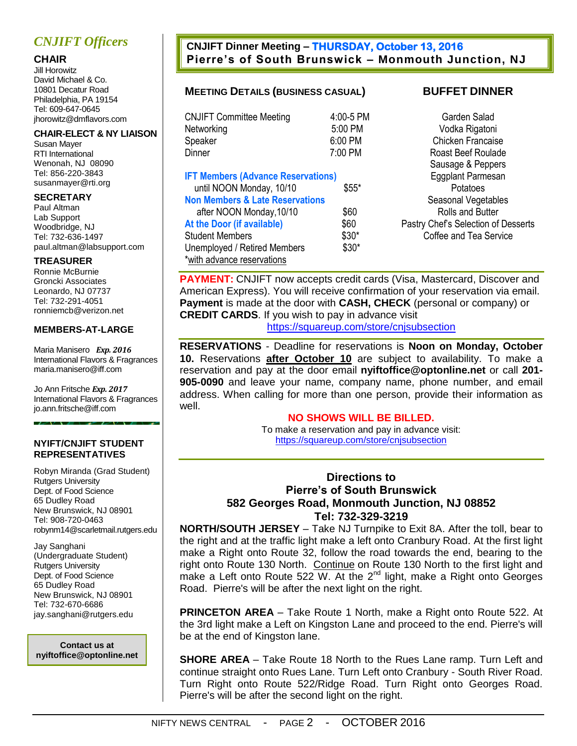## CNJIFT Officers

### CHAIR

Jill Horowitz
David Michael & Co.
10801 Decatur Road
Philadelphia, PA 19154
Tel: 609-647-0645
jhorowitz@dmflavors.com

### CHAIR-ELECT & NY LIAISON

Susan Mayer
RTI International
Wenonah, NJ 08090
Tel: 856-220-3843
susanmayer@rti.org

### SECRETARY

Paul Altman
Lab Support
Woodbridge, NJ
Tel: 732-636-1497
paul.altman@labsupport.com

### TREASURER

Ronnie McBurnie
Groncki Associates
Leonardo, NJ 07737
Tel: 732-291-4051
ronniemcb@verizon.net

### MEMBERS-AT-LARGE

Maria Manisero *Exp. 2016*
International Flavors & Fragrances
maria.manisero@iff.com

Jo Ann Fritsche *Exp. 2017*
International Flavors & Fragrances
jo.ann.fritsche@iff.com

### NYIFT/CNJIFT STUDENT REPRESENTATIVES

Robyn Miranda (Grad Student)
Rutgers University
Dept. of Food Science
65 Dudley Road
New Brunswick, NJ 08901
Tel: 908-720-0463
robynm14@scarletmail.rutgers.edu

Jay Sanghani
(Undergraduate Student)
Rutgers University
Dept. of Food Science
65 Dudley Road
New Brunswick, NJ 08901
Tel: 732-670-6686
jay.sanghani@rutgers.edu

**Contact us at nyiftoffice@optonline.net**

## CNJIFT Dinner Meeting – THURSDAY, October 13, 2016
## Pierre's of South Brunswick – Monmouth Junction, NJ

### MEETING DETAILS (BUSINESS CASUAL)

| | |
|---|---|
| CNJIFT Committee Meeting | 4:00-5 PM |
| Networking | 5:00 PM |
| Speaker | 6:00 PM |
| Dinner | 7:00 PM |

| | |
|---|---|
| **IFT Members (Advance Reservations)** until NOON Monday, 10/10 | $55* |
| **Non Members & Late Reservations** after NOON Monday,10/10 | $60 |
| **At the Door (if available)** | $60 |
| Student Members | $30* |
| Unemployed / Retired Members | $30* |

*with advance reservations

### BUFFET DINNER

Garden Salad
Vodka Rigatoni
Chicken Francaise
Roast Beef Roulade
Sausage & Peppers
Eggplant Parmesan
Potatoes
Seasonal Vegetables
Rolls and Butter
Pastry Chef's Selection of Desserts
Coffee and Tea Service

**PAYMENT:** CNJIFT now accepts credit cards (Visa, Mastercard, Discover and American Express). You will receive confirmation of your reservation via email. **Payment** is made at the door with **CASH, CHECK** (personal or company) or **CREDIT CARDS**. If you wish to pay in advance visit https://squareup.com/store/cnjsubsection

**RESERVATIONS** - Deadline for reservations is **Noon on Monday, October 10.** Reservations **after October 10** are subject to availability. To make a reservation and pay at the door email **nyiftoffice@optonline.net** or call **201-905-0090** and leave your name, company name, phone number, and email address. When calling for more than one person, provide their information as well.

**NO SHOWS WILL BE BILLED.**

To make a reservation and pay in advance visit: https://squareup.com/store/cnjsubsection

### Directions to Pierre's of South Brunswick
### 582 Georges Road, Monmouth Junction, NJ 08852
### Tel: 732-329-3219

**NORTH/SOUTH JERSEY** – Take NJ Turnpike to Exit 8A. After the toll, bear to the right and at the traffic light make a left onto Cranbury Road. At the first light make a Right onto Route 32, follow the road towards the end, bearing to the right onto Route 130 North. Continue on Route 130 North to the first light and make a Left onto Route 522 W. At the 2nd light, make a Right onto Georges Road. Pierre's will be after the next light on the right.

**PRINCETON AREA** – Take Route 1 North, make a Right onto Route 522. At the 3rd light make a Left on Kingston Lane and proceed to the end. Pierre's will be at the end of Kingston lane.

**SHORE AREA** – Take Route 18 North to the Rues Lane ramp. Turn Left and continue straight onto Rues Lane. Turn Left onto Cranbury - South River Road. Turn Right onto Route 522/Ridge Road. Turn Right onto Georges Road. Pierre's will be after the second light on the right.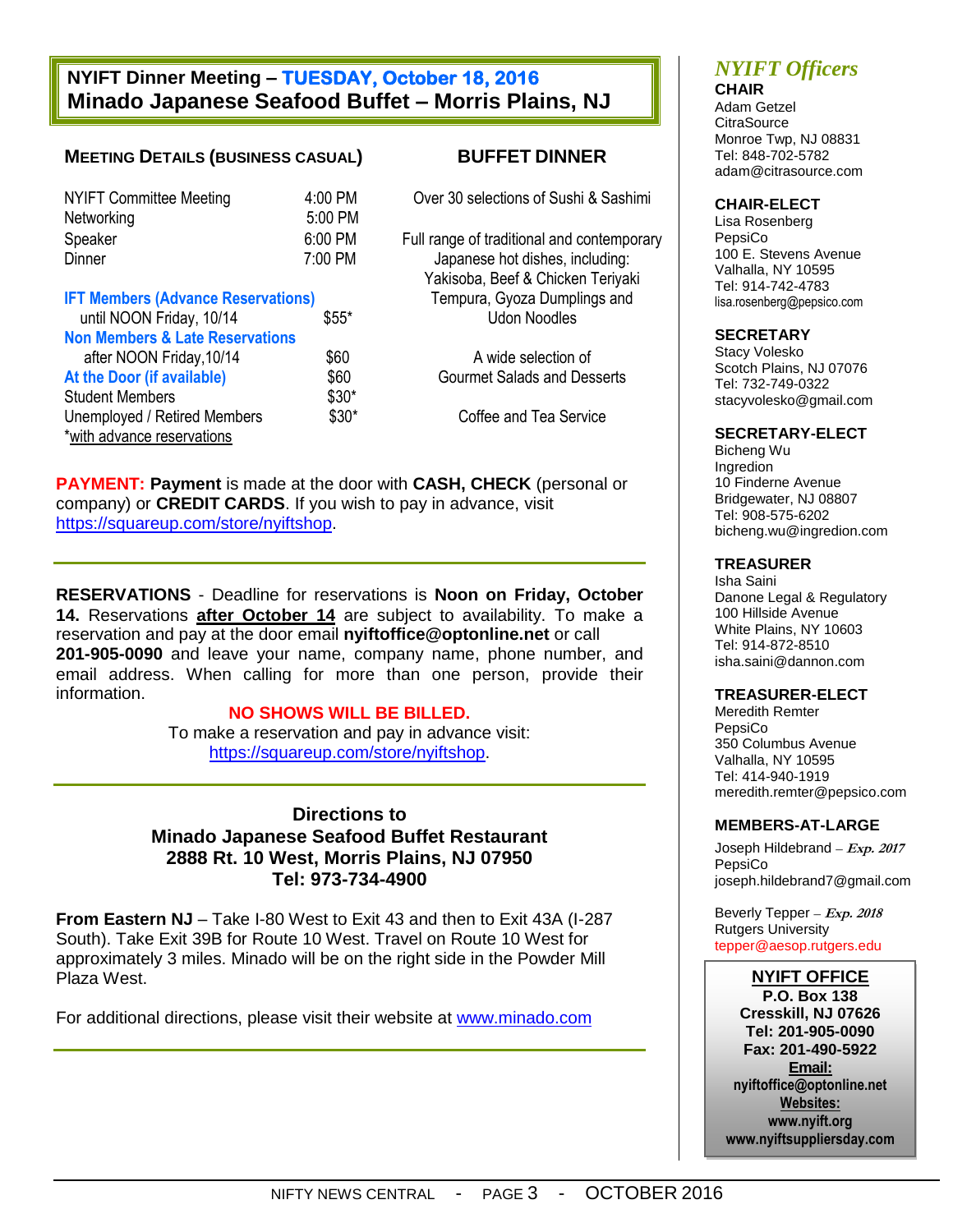## NYIFT Dinner Meeting – TUESDAY, October 18, 2016
## Minado Japanese Seafood Buffet – Morris Plains, NJ

### MEETING DETAILS (BUSINESS CASUAL)

| | |
|---|---|
| NYIFT Committee Meeting | 4:00 PM |
| Networking | 5:00 PM |
| Speaker | 6:00 PM |
| Dinner | 7:00 PM |

| | |
|---|---|
| **IFT Members (Advance Reservations)** until NOON Friday, 10/14 | $55* |
| **Non Members & Late Reservations** after NOON Friday, 10/14 | $60 |
| **At the Door (if available)** | $60 |
| Student Members | $30* |
| Unemployed / Retired Members | $30* |

*with advance reservations

### BUFFET DINNER

Over 30 selections of Sushi & Sashimi

Full range of traditional and contemporary Japanese hot dishes, including: Yakisoba, Beef & Chicken Teriyaki Tempura, Gyoza Dumplings and Udon Noodles

A wide selection of Gourmet Salads and Desserts

Coffee and Tea Service

**PAYMENT:** **Payment** is made at the door with **CASH, CHECK** (personal or company) or **CREDIT CARDS**. If you wish to pay in advance, visit https://squareup.com/store/nyiftshop.

---

**RESERVATIONS** - Deadline for reservations is **Noon on Friday, October 14.** Reservations **after October 14** are subject to availability. To make a reservation and pay at the door email **nyiftoffice@optonline.net** or call **201-905-0090** and leave your name, company name, phone number, and email address. When calling for more than one person, provide their information.

**NO SHOWS WILL BE BILLED.**

To make a reservation and pay in advance visit: https://squareup.com/store/nyiftshop.

---

### Directions to Minado Japanese Seafood Buffet Restaurant 2888 Rt. 10 West, Morris Plains, NJ 07950 Tel: 973-734-4900

**From Eastern NJ** – Take I-80 West to Exit 43 and then to Exit 43A (I-287 South). Take Exit 39B for Route 10 West. Travel on Route 10 West for approximately 3 miles. Minado will be on the right side in the Powder Mill Plaza West.

For additional directions, please visit their website at www.minado.com

---

## *NYIFT Officers*

**CHAIR**
Adam Getzel
CitraSource
Monroe Twp, NJ 08831
Tel: 848-702-5782
adam@citrasource.com

**CHAIR-ELECT**
Lisa Rosenberg
PepsiCo
100 E. Stevens Avenue
Valhalla, NY 10595
Tel: 914-742-4783
lisa.rosenberg@pepsico.com

**SECRETARY**
Stacy Volesko
Scotch Plains, NJ 07076
Tel: 732-749-0322
stacyvolesko@gmail.com

**SECRETARY-ELECT**
Bicheng Wu
Ingredion
10 Finderne Avenue
Bridgewater, NJ 08807
Tel: 908-575-6202
bicheng.wu@ingredion.com

**TREASURER**
Isha Saini
Danone Legal & Regulatory
100 Hillside Avenue
White Plains, NY 10603
Tel: 914-872-8510
isha.saini@dannon.com

**TREASURER-ELECT**
Meredith Remter
PepsiCo
350 Columbus Avenue
Valhalla, NY 10595
Tel: 414-940-1919
meredith.remter@pepsico.com

**MEMBERS-AT-LARGE**
Joseph Hildebrand – *Exp. 2017*
PepsiCo
joseph.hildebrand7@gmail.com

Beverly Tepper – *Exp. 2018*
Rutgers University
tepper@aesop.rutgers.edu

**NYIFT OFFICE**
**P.O. Box 138**
**Cresskill, NJ 07626**
**Tel: 201-905-0090**
**Fax: 201-490-5922**
**Email:**
**nyiftoffice@optonline.net**
**Websites:**
**www.nyift.org**
**www.nyiftsuppliersday.com**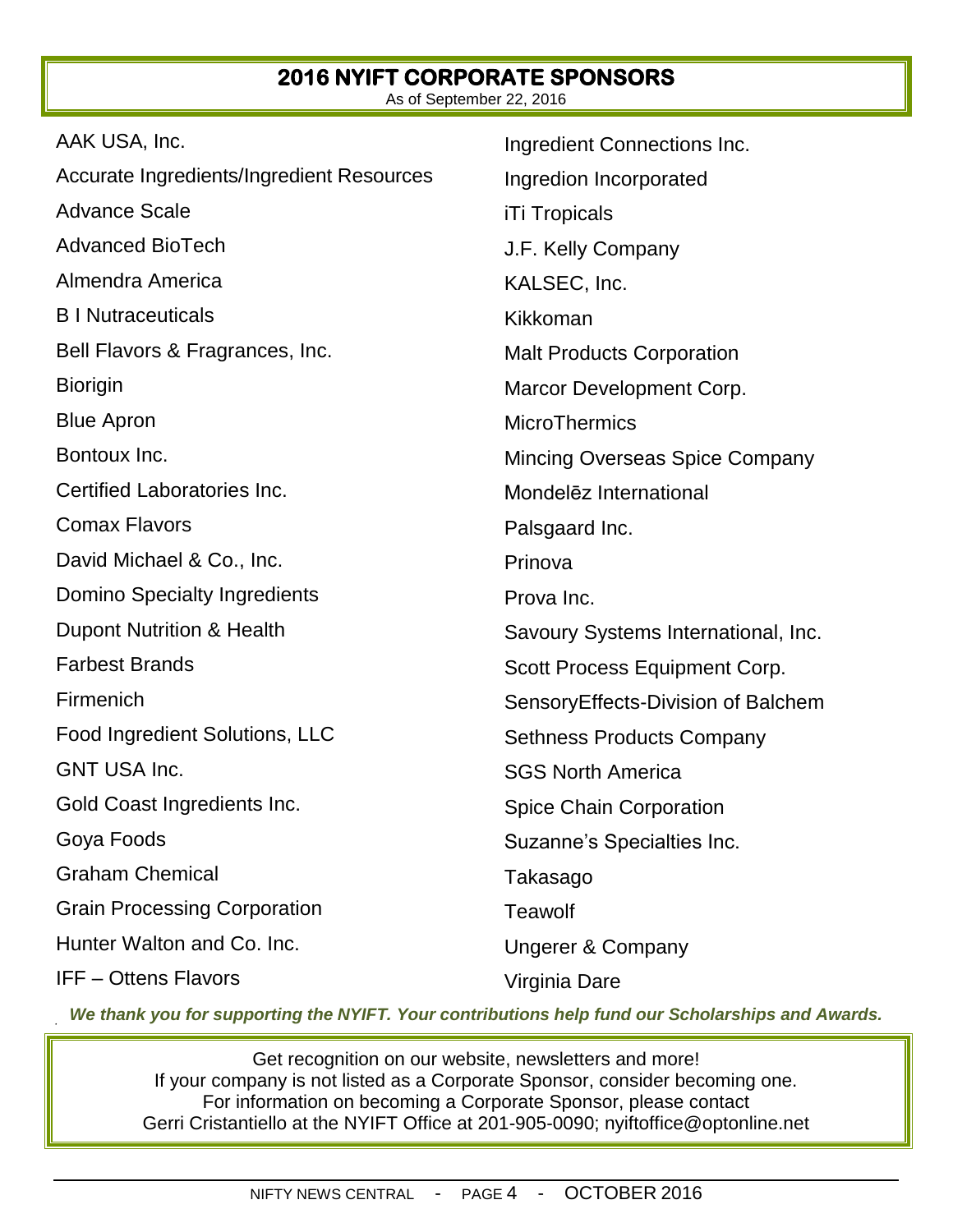## 2016 NYIFT CORPORATE SPONSORS

As of September 22, 2016

- AAK USA, Inc.
- Accurate Ingredients/Ingredient Resources
- Advance Scale
- Advanced BioTech
- Almendra America
- B I Nutraceuticals
- Bell Flavors & Fragrances, Inc.
- Biorigin
- Blue Apron
- Bontoux Inc.
- Certified Laboratories Inc.
- Comax Flavors
- David Michael & Co., Inc.
- Domino Specialty Ingredients
- Dupont Nutrition & Health
- Farbest Brands
- Firmenich
- Food Ingredient Solutions, LLC
- GNT USA Inc.
- Gold Coast Ingredients Inc.
- Goya Foods
- Graham Chemical
- Grain Processing Corporation
- Hunter Walton and Co. Inc.
- IFF – Ottens Flavors
- Ingredient Connections Inc.
- Ingredion Incorporated
- iTi Tropicals
- J.F. Kelly Company
- KALSEC, Inc.
- Kikkoman
- Malt Products Corporation
- Marcor Development Corp.
- MicroThermics
- Mincing Overseas Spice Company
- Mondelēz International
- Palsgaard Inc.
- Prinova
- Prova Inc.
- Savoury Systems International, Inc.
- Scott Process Equipment Corp.
- SensoryEffects-Division of Balchem
- Sethness Products Company
- SGS North America
- Spice Chain Corporation
- Suzanne's Specialties Inc.
- Takasago
- Teawolf
- Ungerer & Company
- Virginia Dare

***We thank you for supporting the NYIFT. Your contributions help fund our Scholarships and Awards.***

Get recognition on our website, newsletters and more!
If your company is not listed as a Corporate Sponsor, consider becoming one.
For information on becoming a Corporate Sponsor, please contact
Gerri Cristantiello at the NYIFT Office at 201-905-0090; nyiftoffice@optonline.net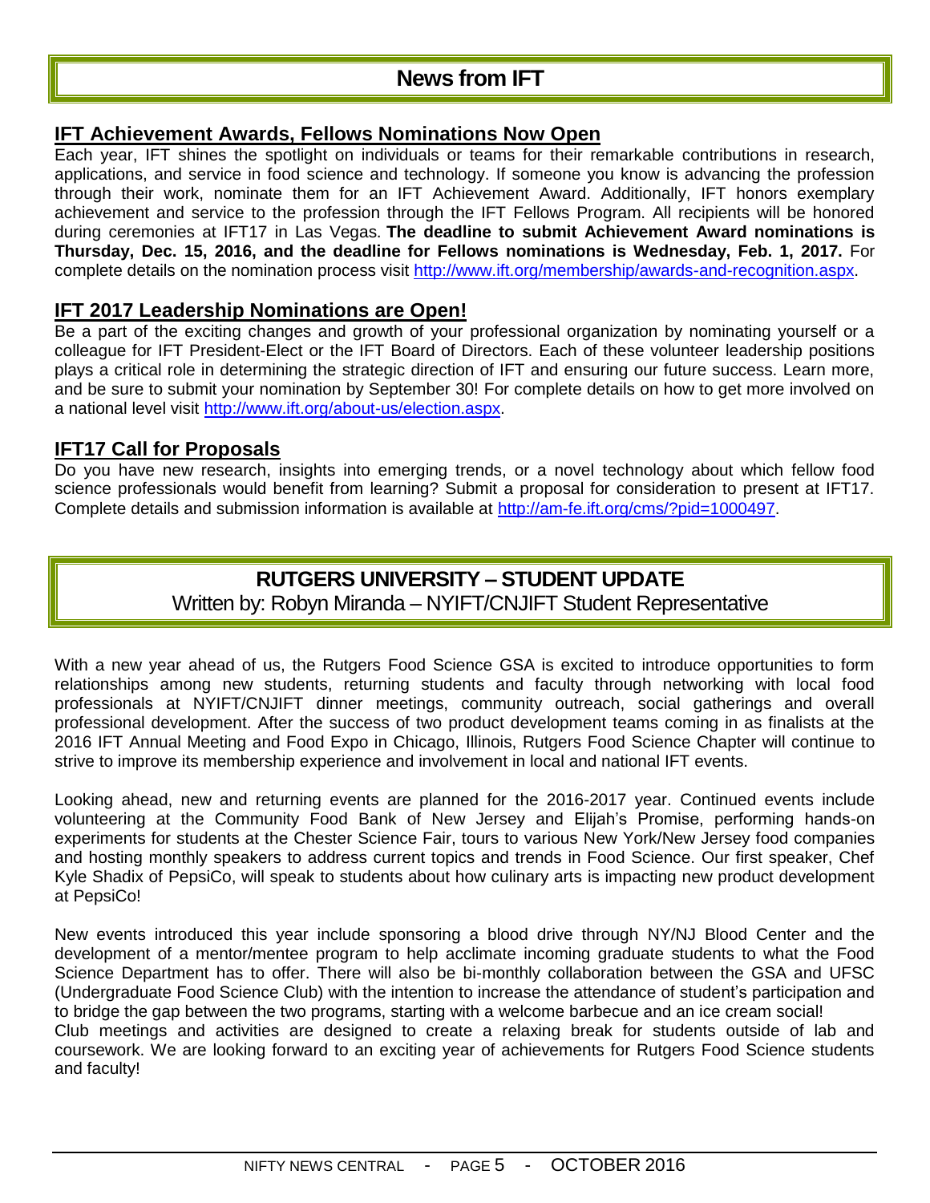# News from IFT

## IFT Achievement Awards, Fellows Nominations Now Open

Each year, IFT shines the spotlight on individuals or teams for their remarkable contributions in research, applications, and service in food science and technology. If someone you know is advancing the profession through their work, nominate them for an IFT Achievement Award. Additionally, IFT honors exemplary achievement and service to the profession through the IFT Fellows Program. All recipients will be honored during ceremonies at IFT17 in Las Vegas. **The deadline to submit Achievement Award nominations is Thursday, Dec. 15, 2016, and the deadline for Fellows nominations is Wednesday, Feb. 1, 2017.** For complete details on the nomination process visit http://www.ift.org/membership/awards-and-recognition.aspx.

## IFT 2017 Leadership Nominations are Open!

Be a part of the exciting changes and growth of your professional organization by nominating yourself or a colleague for IFT President-Elect or the IFT Board of Directors. Each of these volunteer leadership positions plays a critical role in determining the strategic direction of IFT and ensuring our future success. Learn more, and be sure to submit your nomination by September 30! For complete details on how to get more involved on a national level visit http://www.ift.org/about-us/election.aspx.

## IFT17 Call for Proposals

Do you have new research, insights into emerging trends, or a novel technology about which fellow food science professionals would benefit from learning? Submit a proposal for consideration to present at IFT17. Complete details and submission information is available at http://am-fe.ift.org/cms/?pid=1000497.

# RUTGERS UNIVERSITY – STUDENT UPDATE

Written by: Robyn Miranda – NYIFT/CNJIFT Student Representative

With a new year ahead of us, the Rutgers Food Science GSA is excited to introduce opportunities to form relationships among new students, returning students and faculty through networking with local food professionals at NYIFT/CNJIFT dinner meetings, community outreach, social gatherings and overall professional development. After the success of two product development teams coming in as finalists at the 2016 IFT Annual Meeting and Food Expo in Chicago, Illinois, Rutgers Food Science Chapter will continue to strive to improve its membership experience and involvement in local and national IFT events.

Looking ahead, new and returning events are planned for the 2016-2017 year. Continued events include volunteering at the Community Food Bank of New Jersey and Elijah's Promise, performing hands-on experiments for students at the Chester Science Fair, tours to various New York/New Jersey food companies and hosting monthly speakers to address current topics and trends in Food Science. Our first speaker, Chef Kyle Shadix of PepsiCo, will speak to students about how culinary arts is impacting new product development at PepsiCo!

New events introduced this year include sponsoring a blood drive through NY/NJ Blood Center and the development of a mentor/mentee program to help acclimate incoming graduate students to what the Food Science Department has to offer. There will also be bi-monthly collaboration between the GSA and UFSC (Undergraduate Food Science Club) with the intention to increase the attendance of student's participation and to bridge the gap between the two programs, starting with a welcome barbecue and an ice cream social!

Club meetings and activities are designed to create a relaxing break for students outside of lab and coursework. We are looking forward to an exciting year of achievements for Rutgers Food Science students and faculty!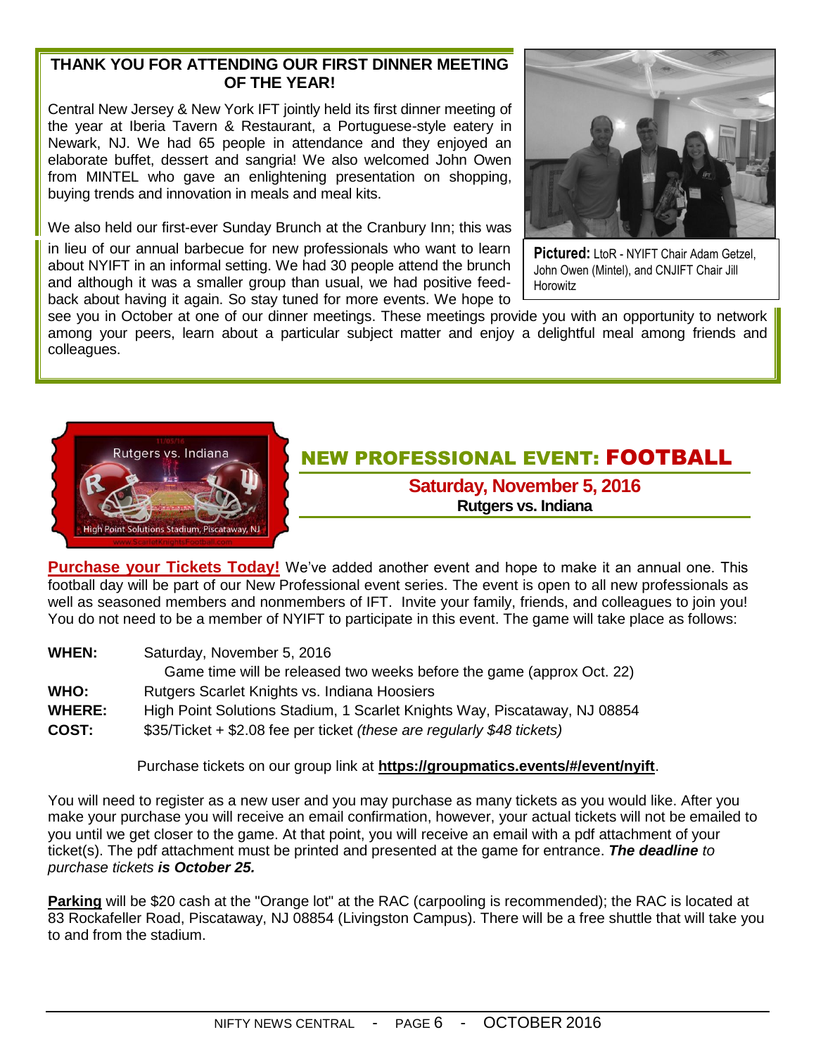## THANK YOU FOR ATTENDING OUR FIRST DINNER MEETING OF THE YEAR!

Central New Jersey & New York IFT jointly held its first dinner meeting of the year at Iberia Tavern & Restaurant, a Portuguese-style eatery in Newark, NJ. We had 65 people in attendance and they enjoyed an elaborate buffet, dessert and sangria! We also welcomed John Owen from MINTEL who gave an enlightening presentation on shopping, buying trends and innovation in meals and meal kits.

We also held our first-ever Sunday Brunch at the Cranbury Inn; this was in lieu of our annual barbecue for new professionals who want to learn about NYIFT in an informal setting. We had 30 people attend the brunch and although it was a smaller group than usual, we had positive feed-back about having it again. So stay tuned for more events. We hope to see you in October at one of our dinner meetings. These meetings provide you with an opportunity to network among your peers, learn about a particular subject matter and enjoy a delightful meal among friends and colleagues.

**Pictured:** LtoR - NYIFT Chair Adam Getzel, John Owen (Mintel), and CNJIFT Chair Jill Horowitz

## NEW PROFESSIONAL EVENT: FOOTBALL

**Saturday, November 5, 2016**
**Rutgers vs. Indiana**

**Purchase your Tickets Today!** We've added another event and hope to make it an annual one. This football day will be part of our New Professional event series. The event is open to all new professionals as well as seasoned members and nonmembers of IFT. Invite your family, friends, and colleagues to join you! You do not need to be a member of NYIFT to participate in this event. The game will take place as follows:

**WHEN:** Saturday, November 5, 2016
Game time will be released two weeks before the game (approx Oct. 22)

**WHO:** Rutgers Scarlet Knights vs. Indiana Hoosiers

**WHERE:** High Point Solutions Stadium, 1 Scarlet Knights Way, Piscataway, NJ 08854

**COST:** $35/Ticket + $2.08 fee per ticket *(these are regularly $48 tickets)*

Purchase tickets on our group link at **https://groupmatics.events/#/event/nyift**.

You will need to register as a new user and you may purchase as many tickets as you would like. After you make your purchase you will receive an email confirmation, however, your actual tickets will not be emailed to you until we get closer to the game. At that point, you will receive an email with a pdf attachment of your ticket(s). The pdf attachment must be printed and presented at the game for entrance. ***The deadline*** *to purchase tickets* ***is October 25.***

**Parking** will be $20 cash at the "Orange lot" at the RAC (carpooling is recommended); the RAC is located at 83 Rockafeller Road, Piscataway, NJ 08854 (Livingston Campus). There will be a free shuttle that will take you to and from the stadium.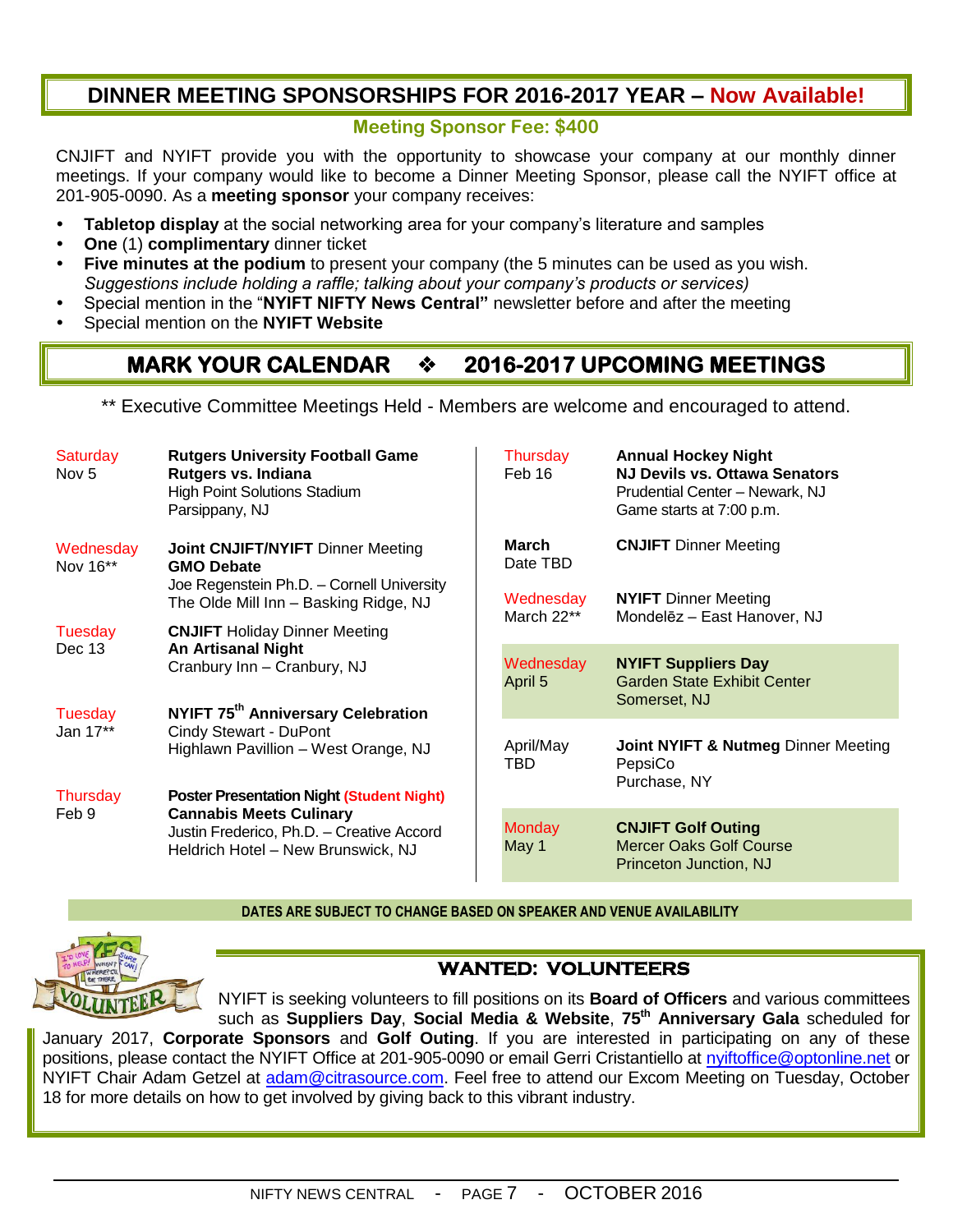## DINNER MEETING SPONSORSHIPS FOR 2016-2017 YEAR – Now Available!

**Meeting Sponsor Fee: $400**

CNJIFT and NYIFT provide you with the opportunity to showcase your company at our monthly dinner meetings. If your company would like to become a Dinner Meeting Sponsor, please call the NYIFT office at 201-905-0090. As a **meeting sponsor** your company receives:

- **Tabletop display** at the social networking area for your company's literature and samples
- **One** (1) **complimentary** dinner ticket
- **Five minutes at the podium** to present your company (the 5 minutes can be used as you wish. *Suggestions include holding a raffle; talking about your company's products or services)*
- Special mention in the "**NYIFT NIFTY News Central"** newsletter before and after the meeting
- Special mention on the **NYIFT Website**

## MARK YOUR CALENDAR ❖ 2016-2017 UPCOMING MEETINGS

** Executive Committee Meetings Held - Members are welcome and encouraged to attend.

| Date | Event |
|---|---|
| Saturday Nov 5 | **Rutgers University Football Game**<br>**Rutgers vs. Indiana**<br>High Point Solutions Stadium<br>Parsippany, NJ |
| Wednesday Nov 16** | **Joint CNJIFT/NYIFT** Dinner Meeting<br>**GMO Debate**<br>Joe Regenstein Ph.D. – Cornell University<br>The Olde Mill Inn – Basking Ridge, NJ |
| Tuesday Dec 13 | **CNJIFT** Holiday Dinner Meeting<br>**An Artisanal Night**<br>Cranbury Inn – Cranbury, NJ |
| Tuesday Jan 17** | **NYIFT 75th Anniversary Celebration**<br>Cindy Stewart - DuPont<br>Highlawn Pavillion – West Orange, NJ |
| Thursday Feb 9 | **Poster Presentation Night (Student Night)**<br>**Cannabis Meets Culinary**<br>Justin Frederico, Ph.D. – Creative Accord<br>Heldrich Hotel – New Brunswick, NJ |
| Thursday Feb 16 | **Annual Hockey Night**<br>**NJ Devils vs. Ottawa Senators**<br>Prudential Center – Newark, NJ<br>Game starts at 7:00 p.m. |
| **March** Date TBD | **CNJIFT** Dinner Meeting |
| Wednesday March 22** | **NYIFT** Dinner Meeting<br>Mondelēz – East Hanover, NJ |
| Wednesday April 5 | **NYIFT Suppliers Day**<br>Garden State Exhibit Center<br>Somerset, NJ |
| April/May TBD | **Joint NYIFT & Nutmeg** Dinner Meeting<br>PepsiCo<br>Purchase, NY |
| Monday May 1 | **CNJIFT Golf Outing**<br>Mercer Oaks Golf Course<br>Princeton Junction, NJ |

**DATES ARE SUBJECT TO CHANGE BASED ON SPEAKER AND VENUE AVAILABILITY**

## WANTED: VOLUNTEERS

NYIFT is seeking volunteers to fill positions on its **Board of Officers** and various committees such as **Suppliers Day**, **Social Media & Website**, **75th Anniversary Gala** scheduled for January 2017, **Corporate Sponsors** and **Golf Outing**. If you are interested in participating on any of these positions, please contact the NYIFT Office at 201-905-0090 or email Gerri Cristantiello at nyiftoffice@optonline.net or NYIFT Chair Adam Getzel at adam@citrasource.com. Feel free to attend our Excom Meeting on Tuesday, October 18 for more details on how to get involved by giving back to this vibrant industry.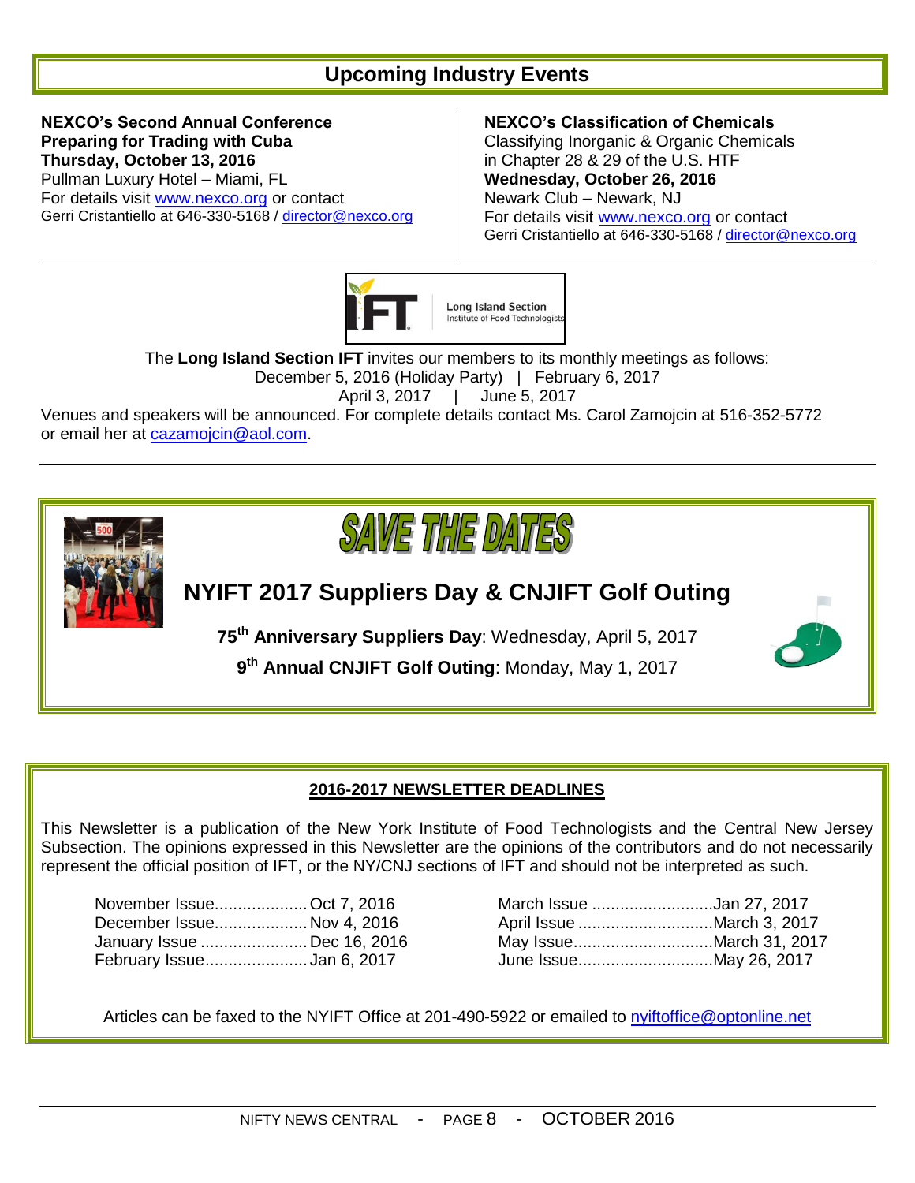## Upcoming Industry Events

**NEXCO's Second Annual Conference**
**Preparing for Trading with Cuba**
**Thursday, October 13, 2016**
Pullman Luxury Hotel – Miami, FL
For details visit www.nexco.org or contact
Gerri Cristantiello at 646-330-5168 / director@nexco.org

**NEXCO's Classification of Chemicals**
Classifying Inorganic & Organic Chemicals
in Chapter 28 & 29 of the U.S. HTF
**Wednesday, October 26, 2016**
Newark Club – Newark, NJ
For details visit www.nexco.org or contact
Gerri Cristantiello at 646-330-5168 / director@nexco.org

---

IFT Long Island Section Institute of Food Technologists

The **Long Island Section IFT** invites our members to its monthly meetings as follows:
December 5, 2016 (Holiday Party) | February 6, 2017
April 3, 2017 | June 5, 2017
Venues and speakers will be announced. For complete details contact Ms. Carol Zamojcin at 516-352-5772 or email her at cazamojcin@aol.com.

---

## SAVE THE DATES

### NYIFT 2017 Suppliers Day & CNJIFT Golf Outing

**75th Anniversary Suppliers Day**: Wednesday, April 5, 2017

**9th Annual CNJIFT Golf Outing**: Monday, May 1, 2017

---

## 2016-2017 NEWSLETTER DEADLINES

This Newsletter is a publication of the New York Institute of Food Technologists and the Central New Jersey Subsection. The opinions expressed in this Newsletter are the opinions of the contributors and do not necessarily represent the official position of IFT, or the NY/CNJ sections of IFT and should not be interpreted as such.

| Issue | Deadline | Issue | Deadline |
|---|---|---|---|
| November Issue | Oct 7, 2016 | March Issue | Jan 27, 2017 |
| December Issue | Nov 4, 2016 | April Issue | March 3, 2017 |
| January Issue | Dec 16, 2016 | May Issue | March 31, 2017 |
| February Issue | Jan 6, 2017 | June Issue | May 26, 2017 |

Articles can be faxed to the NYIFT Office at 201-490-5922 or emailed to nyiftoffice@optonline.net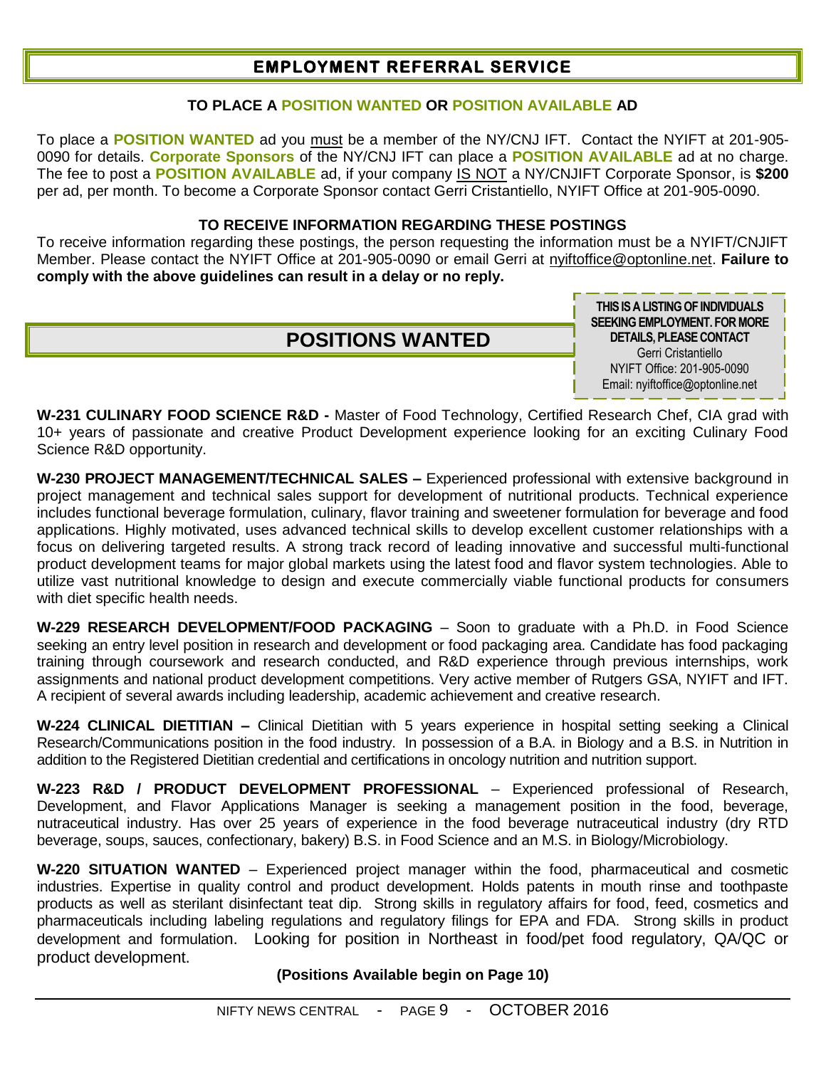# EMPLOYMENT REFERRAL SERVICE

**TO PLACE A POSITION WANTED OR POSITION AVAILABLE AD**

To place a **POSITION WANTED** ad you must be a member of the NY/CNJ IFT. Contact the NYIFT at 201-905-0090 for details. **Corporate Sponsors** of the NY/CNJ IFT can place a **POSITION AVAILABLE** ad at no charge. The fee to post a **POSITION AVAILABLE** ad, if your company IS NOT a NY/CNJIFT Corporate Sponsor, is **$200** per ad, per month. To become a Corporate Sponsor contact Gerri Cristantiello, NYIFT Office at 201-905-0090.

**TO RECEIVE INFORMATION REGARDING THESE POSTINGS**

To receive information regarding these postings, the person requesting the information must be a NYIFT/CNJIFT Member. Please contact the NYIFT Office at 201-905-0090 or email Gerri at nyiftoffice@optonline.net. **Failure to comply with the above guidelines can result in a delay or no reply.**

## POSITIONS WANTED

**THIS IS A LISTING OF INDIVIDUALS SEEKING EMPLOYMENT. FOR MORE DETAILS, PLEASE CONTACT**
Gerri Cristantiello
NYIFT Office: 201-905-0090
Email: nyiftoffice@optonline.net

**W-231 CULINARY FOOD SCIENCE R&D -** Master of Food Technology, Certified Research Chef, CIA grad with 10+ years of passionate and creative Product Development experience looking for an exciting Culinary Food Science R&D opportunity.

**W-230 PROJECT MANAGEMENT/TECHNICAL SALES –** Experienced professional with extensive background in project management and technical sales support for development of nutritional products. Technical experience includes functional beverage formulation, culinary, flavor training and sweetener formulation for beverage and food applications. Highly motivated, uses advanced technical skills to develop excellent customer relationships with a focus on delivering targeted results. A strong track record of leading innovative and successful multi-functional product development teams for major global markets using the latest food and flavor system technologies. Able to utilize vast nutritional knowledge to design and execute commercially viable functional products for consumers with diet specific health needs.

**W-229 RESEARCH DEVELOPMENT/FOOD PACKAGING** – Soon to graduate with a Ph.D. in Food Science seeking an entry level position in research and development or food packaging area. Candidate has food packaging training through coursework and research conducted, and R&D experience through previous internships, work assignments and national product development competitions. Very active member of Rutgers GSA, NYIFT and IFT. A recipient of several awards including leadership, academic achievement and creative research.

**W-224 CLINICAL DIETITIAN –** Clinical Dietitian with 5 years experience in hospital setting seeking a Clinical Research/Communications position in the food industry. In possession of a B.A. in Biology and a B.S. in Nutrition in addition to the Registered Dietitian credential and certifications in oncology nutrition and nutrition support.

**W-223 R&D / PRODUCT DEVELOPMENT PROFESSIONAL** – Experienced professional of Research, Development, and Flavor Applications Manager is seeking a management position in the food, beverage, nutraceutical industry. Has over 25 years of experience in the food beverage nutraceutical industry (dry RTD beverage, soups, sauces, confectionary, bakery) B.S. in Food Science and an M.S. in Biology/Microbiology.

**W-220 SITUATION WANTED** – Experienced project manager within the food, pharmaceutical and cosmetic industries. Expertise in quality control and product development. Holds patents in mouth rinse and toothpaste products as well as sterilant disinfectant teat dip. Strong skills in regulatory affairs for food, feed, cosmetics and pharmaceuticals including labeling regulations and regulatory filings for EPA and FDA. Strong skills in product development and formulation. Looking for position in Northeast in food/pet food regulatory, QA/QC or product development.

**(Positions Available begin on Page 10)**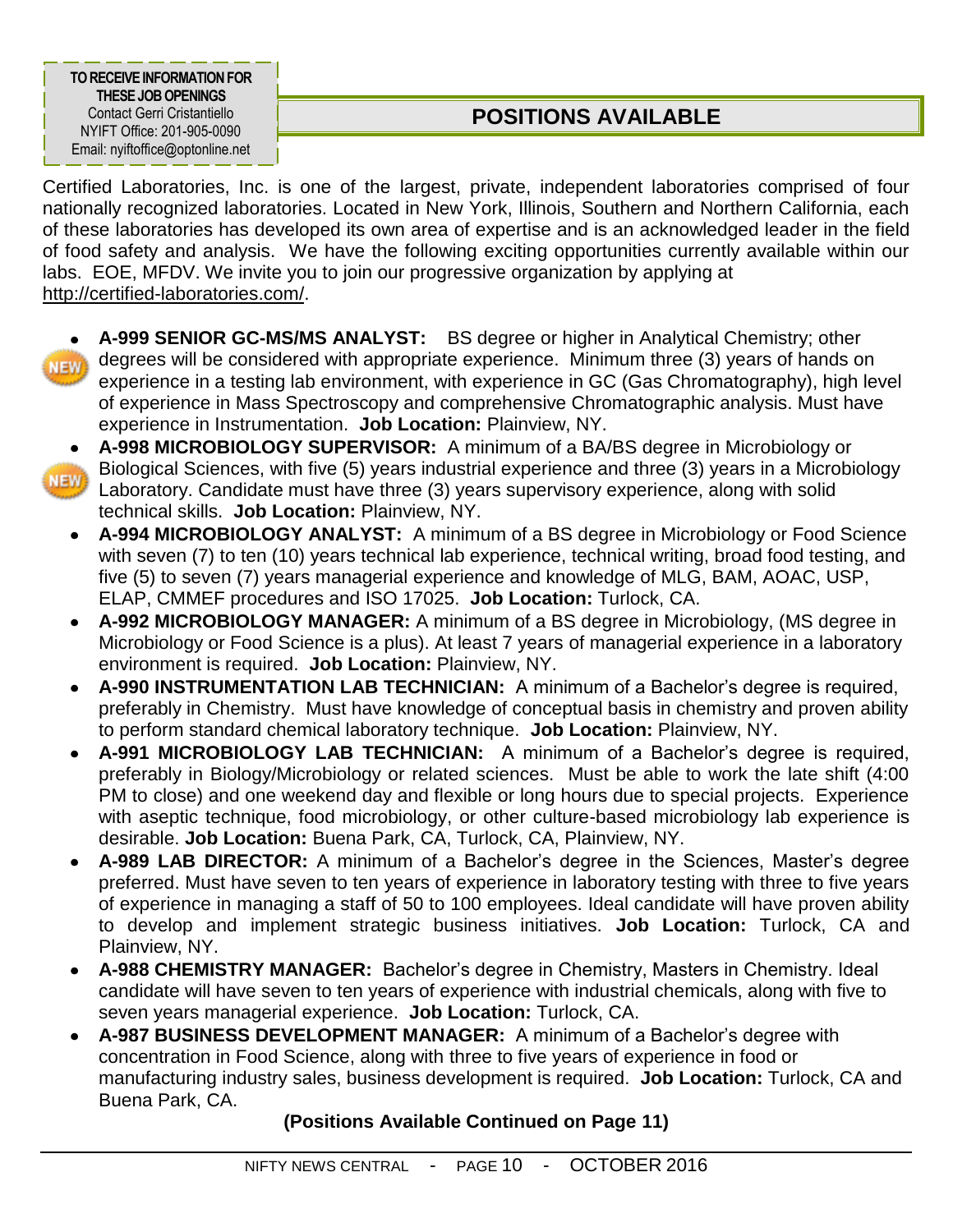**TO RECEIVE INFORMATION FOR THESE JOB OPENINGS**
Contact Gerri Cristantiello
NYIFT Office: 201-905-0090
Email: nyiftoffice@optonline.net

## POSITIONS AVAILABLE

Certified Laboratories, Inc. is one of the largest, private, independent laboratories comprised of four nationally recognized laboratories. Located in New York, Illinois, Southern and Northern California, each of these laboratories has developed its own area of expertise and is an acknowledged leader in the field of food safety and analysis. We have the following exciting opportunities currently available within our labs. EOE, MFDV. We invite you to join our progressive organization by applying at http://certified-laboratories.com/.

- NEW **A-999 SENIOR GC-MS/MS ANALYST:** BS degree or higher in Analytical Chemistry; other degrees will be considered with appropriate experience. Minimum three (3) years of hands on experience in a testing lab environment, with experience in GC (Gas Chromatography), high level of experience in Mass Spectroscopy and comprehensive Chromatographic analysis. Must have experience in Instrumentation. **Job Location:** Plainview, NY.
- NEW **A-998 MICROBIOLOGY SUPERVISOR:** A minimum of a BA/BS degree in Microbiology or Biological Sciences, with five (5) years industrial experience and three (3) years in a Microbiology Laboratory. Candidate must have three (3) years supervisory experience, along with solid technical skills. **Job Location:** Plainview, NY.
- **A-994 MICROBIOLOGY ANALYST:** A minimum of a BS degree in Microbiology or Food Science with seven (7) to ten (10) years technical lab experience, technical writing, broad food testing, and five (5) to seven (7) years managerial experience and knowledge of MLG, BAM, AOAC, USP, ELAP, CMMEF procedures and ISO 17025. **Job Location:** Turlock, CA.
- **A-992 MICROBIOLOGY MANAGER:** A minimum of a BS degree in Microbiology, (MS degree in Microbiology or Food Science is a plus). At least 7 years of managerial experience in a laboratory environment is required. **Job Location:** Plainview, NY.
- **A-990 INSTRUMENTATION LAB TECHNICIAN:** A minimum of a Bachelor's degree is required, preferably in Chemistry. Must have knowledge of conceptual basis in chemistry and proven ability to perform standard chemical laboratory technique. **Job Location:** Plainview, NY.
- **A-991 MICROBIOLOGY LAB TECHNICIAN:** A minimum of a Bachelor's degree is required, preferably in Biology/Microbiology or related sciences. Must be able to work the late shift (4:00 PM to close) and one weekend day and flexible or long hours due to special projects. Experience with aseptic technique, food microbiology, or other culture-based microbiology lab experience is desirable. **Job Location:** Buena Park, CA, Turlock, CA, Plainview, NY.
- **A-989 LAB DIRECTOR:** A minimum of a Bachelor's degree in the Sciences, Master's degree preferred. Must have seven to ten years of experience in laboratory testing with three to five years of experience in managing a staff of 50 to 100 employees. Ideal candidate will have proven ability to develop and implement strategic business initiatives. **Job Location:** Turlock, CA and Plainview, NY.
- **A-988 CHEMISTRY MANAGER:** Bachelor's degree in Chemistry, Masters in Chemistry. Ideal candidate will have seven to ten years of experience with industrial chemicals, along with five to seven years managerial experience. **Job Location:** Turlock, CA.
- **A-987 BUSINESS DEVELOPMENT MANAGER:** A minimum of a Bachelor's degree with concentration in Food Science, along with three to five years of experience in food or manufacturing industry sales, business development is required. **Job Location:** Turlock, CA and Buena Park, CA.

**(Positions Available Continued on Page 11)**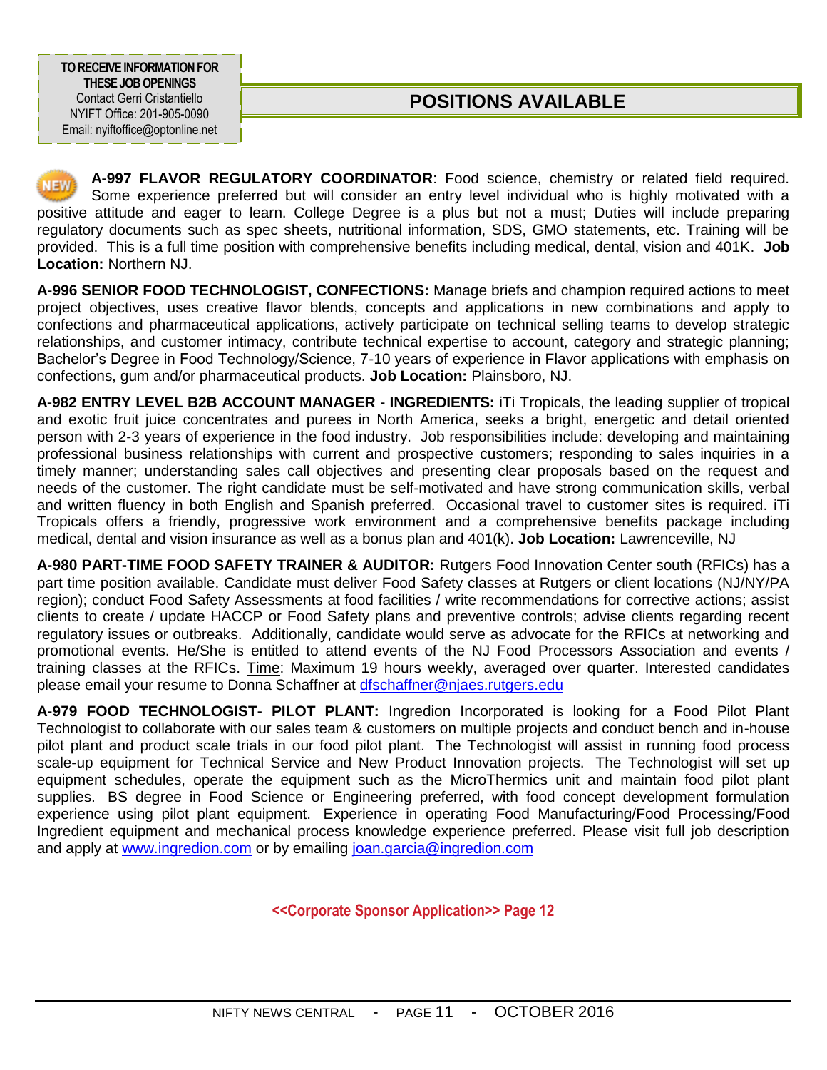**TO RECEIVE INFORMATION FOR THESE JOB OPENINGS**
Contact Gerri Cristantiello
NYIFT Office: 201-905-0090
Email: nyiftoffice@optonline.net

## POSITIONS AVAILABLE

NEW **A-997 FLAVOR REGULATORY COORDINATOR**: Food science, chemistry or related field required. Some experience preferred but will consider an entry level individual who is highly motivated with a positive attitude and eager to learn. College Degree is a plus but not a must; Duties will include preparing regulatory documents such as spec sheets, nutritional information, SDS, GMO statements, etc. Training will be provided. This is a full time position with comprehensive benefits including medical, dental, vision and 401K. **Job Location:** Northern NJ.

**A-996 SENIOR FOOD TECHNOLOGIST, CONFECTIONS:** Manage briefs and champion required actions to meet project objectives, uses creative flavor blends, concepts and applications in new combinations and apply to confections and pharmaceutical applications, actively participate on technical selling teams to develop strategic relationships, and customer intimacy, contribute technical expertise to account, category and strategic planning; Bachelor's Degree in Food Technology/Science, 7-10 years of experience in Flavor applications with emphasis on confections, gum and/or pharmaceutical products. **Job Location:** Plainsboro, NJ.

**A-982 ENTRY LEVEL B2B ACCOUNT MANAGER - INGREDIENTS:** iTi Tropicals, the leading supplier of tropical and exotic fruit juice concentrates and purees in North America, seeks a bright, energetic and detail oriented person with 2-3 years of experience in the food industry. Job responsibilities include: developing and maintaining professional business relationships with current and prospective customers; responding to sales inquiries in a timely manner; understanding sales call objectives and presenting clear proposals based on the request and needs of the customer. The right candidate must be self-motivated and have strong communication skills, verbal and written fluency in both English and Spanish preferred. Occasional travel to customer sites is required. iTi Tropicals offers a friendly, progressive work environment and a comprehensive benefits package including medical, dental and vision insurance as well as a bonus plan and 401(k). **Job Location:** Lawrenceville, NJ

**A-980 PART-TIME FOOD SAFETY TRAINER & AUDITOR:** Rutgers Food Innovation Center south (RFICs) has a part time position available. Candidate must deliver Food Safety classes at Rutgers or client locations (NJ/NY/PA region); conduct Food Safety Assessments at food facilities / write recommendations for corrective actions; assist clients to create / update HACCP or Food Safety plans and preventive controls; advise clients regarding recent regulatory issues or outbreaks. Additionally, candidate would serve as advocate for the RFICs at networking and promotional events. He/She is entitled to attend events of the NJ Food Processors Association and events / training classes at the RFICs. Time: Maximum 19 hours weekly, averaged over quarter. Interested candidates please email your resume to Donna Schaffner at dfschaffner@njaes.rutgers.edu

**A-979 FOOD TECHNOLOGIST- PILOT PLANT:** Ingredion Incorporated is looking for a Food Pilot Plant Technologist to collaborate with our sales team & customers on multiple projects and conduct bench and in-house pilot plant and product scale trials in our food pilot plant. The Technologist will assist in running food process scale-up equipment for Technical Service and New Product Innovation projects. The Technologist will set up equipment schedules, operate the equipment such as the MicroThermics unit and maintain food pilot plant supplies. BS degree in Food Science or Engineering preferred, with food concept development formulation experience using pilot plant equipment. Experience in operating Food Manufacturing/Food Processing/Food Ingredient equipment and mechanical process knowledge experience preferred. Please visit full job description and apply at www.ingredion.com or by emailing joan.garcia@ingredion.com

**<<Corporate Sponsor Application>> Page 12**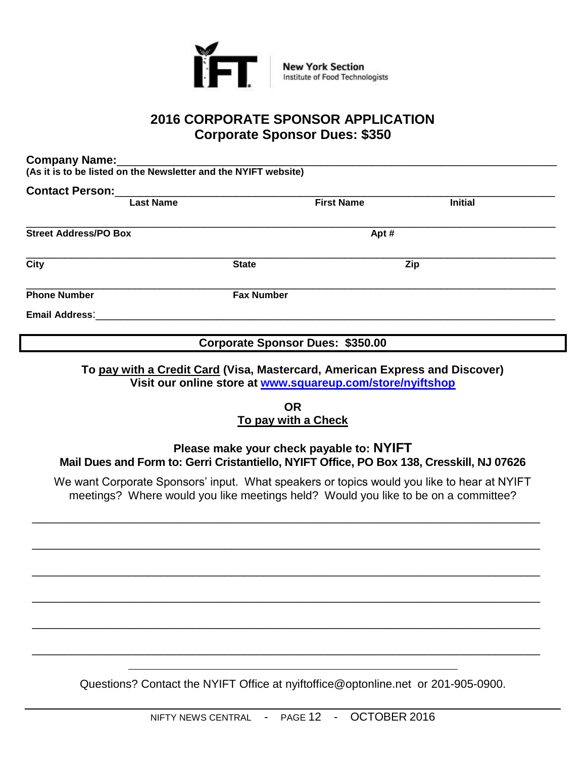New York Section
Institute of Food Technologists

## 2016 CORPORATE SPONSOR APPLICATION
## Corporate Sponsor Dues: $350

**Company Name:**\_\_\_\_\_\_\_\_\_\_\_\_\_\_\_\_\_\_\_\_\_\_\_\_\_\_\_\_\_\_\_\_\_\_\_\_\_\_\_\_\_\_\_\_\_\_\_\_\_\_\_\_\_\_\_\_
**(As it is to be listed on the Newsletter and the NYIFT website)**

**Contact Person:**\_\_\_\_\_\_\_\_\_\_\_\_\_\_\_\_\_\_\_\_\_\_\_\_\_\_\_\_\_\_\_\_\_\_\_\_\_\_\_\_\_\_\_\_\_\_\_\_\_\_\_\_\_\_\_\_
**Last Name** **First Name** **Initial**

\_\_\_\_\_\_\_\_\_\_\_\_\_\_\_\_\_\_\_\_\_\_\_\_\_\_\_\_\_\_\_\_\_\_\_\_\_\_\_\_\_\_\_\_\_\_\_\_\_\_\_\_\_\_\_\_\_\_\_\_\_\_\_\_\_\_\_\_\_\_\_\_
**Street Address/PO Box** **Apt #**

\_\_\_\_\_\_\_\_\_\_\_\_\_\_\_\_\_\_\_\_\_\_\_\_\_\_\_\_\_\_\_\_\_\_\_\_\_\_\_\_\_\_\_\_\_\_\_\_\_\_\_\_\_\_\_\_\_\_\_\_\_\_\_\_\_\_\_\_\_\_\_\_
**City** **State** **Zip**

\_\_\_\_\_\_\_\_\_\_\_\_\_\_\_\_\_\_\_\_\_\_\_\_\_\_\_\_\_\_\_\_\_\_\_\_\_\_\_\_\_\_\_\_\_\_\_\_\_\_\_\_\_\_\_\_\_\_\_\_\_\_\_\_\_\_\_\_\_\_\_\_
**Phone Number** **Fax Number**

**Email Address**:\_\_\_\_\_\_\_\_\_\_\_\_\_\_\_\_\_\_\_\_\_\_\_\_\_\_\_\_\_\_\_\_\_\_\_\_\_\_\_\_\_\_\_\_\_\_\_\_\_\_\_\_\_\_\_\_\_\_\_\_

**Corporate Sponsor Dues: $350.00**

**To pay with a Credit Card (Visa, Mastercard, American Express and Discover)**
**Visit our online store at [www.squareup.com/store/nyiftshop](http://www.squareup.com/store/nyiftshop)**

**OR**
**To pay with a Check**

**Please make your check payable to: NYIFT**
**Mail Dues and Form to: Gerri Cristantiello, NYIFT Office, PO Box 138, Cresskill, NJ 07626**

We want Corporate Sponsors' input. What speakers or topics would you like to hear at NYIFT meetings? Where would you like meetings held? Would you like to be on a committee?

\_\_\_\_\_\_\_\_\_\_\_\_\_\_\_\_\_\_\_\_\_\_\_\_\_\_\_\_\_\_\_\_\_\_\_\_\_\_\_\_\_\_\_\_\_\_\_\_\_\_\_\_\_\_\_\_\_\_\_\_\_\_\_\_\_\_\_\_\_\_\_\_

\_\_\_\_\_\_\_\_\_\_\_\_\_\_\_\_\_\_\_\_\_\_\_\_\_\_\_\_\_\_\_\_\_\_\_\_\_\_\_\_\_\_\_\_\_\_\_\_\_\_\_\_\_\_\_\_\_\_\_\_\_\_\_\_\_\_\_\_\_\_\_\_

\_\_\_\_\_\_\_\_\_\_\_\_\_\_\_\_\_\_\_\_\_\_\_\_\_\_\_\_\_\_\_\_\_\_\_\_\_\_\_\_\_\_\_\_\_\_\_\_\_\_\_\_\_\_\_\_\_\_\_\_\_\_\_\_\_\_\_\_\_\_\_\_

\_\_\_\_\_\_\_\_\_\_\_\_\_\_\_\_\_\_\_\_\_\_\_\_\_\_\_\_\_\_\_\_\_\_\_\_\_\_\_\_\_\_\_\_\_\_\_\_\_\_\_\_\_\_\_\_\_\_\_\_\_\_\_\_\_\_\_\_\_\_\_\_

\_\_\_\_\_\_\_\_\_\_\_\_\_\_\_\_\_\_\_\_\_\_\_\_\_\_\_\_\_\_\_\_\_\_\_\_\_\_\_\_\_\_\_\_\_\_\_\_\_\_\_\_\_\_\_\_\_\_\_\_\_\_\_\_\_\_\_\_\_\_\_\_

\_\_\_\_\_\_\_\_\_\_\_\_\_\_\_\_\_\_\_\_\_\_\_\_\_\_\_\_\_\_\_\_\_\_\_\_\_\_\_\_\_\_\_\_\_\_\_\_\_\_\_\_\_\_\_\_\_\_\_\_\_\_\_\_\_\_\_\_\_\_\_\_

Questions? Contact the NYIFT Office at nyiftoffice@optonline.net or 201-905-0900.